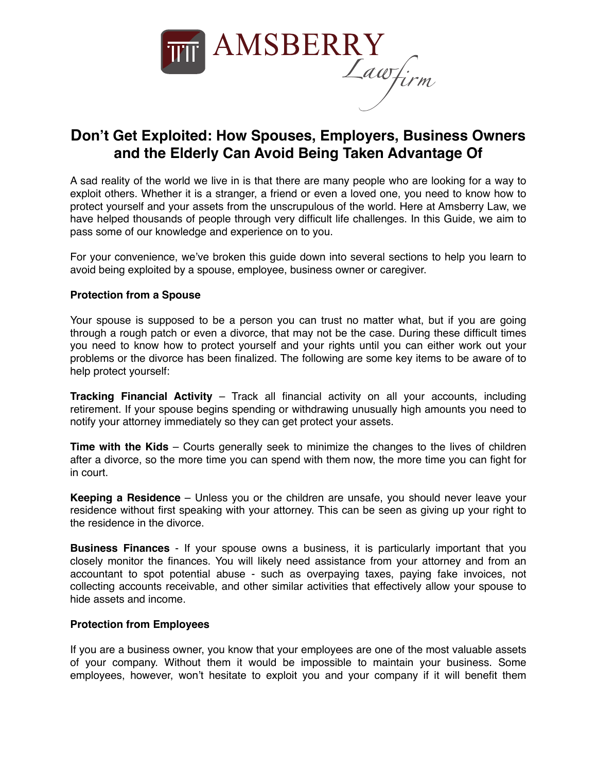AMSBERRY *Law firm*

# Don't Get Exploited: How Spouses, Employers, Business Owners and the Elderly Can Avoid Being Taken Advantage Of

A sad reality of the world we live in is that there are many people who are looking for a way to exploit others. Whether it is a stranger, a friend or even a loved one, you need to know how to protect yourself and your assets from the unscrupulous of the world. Here at Amsberry Law, we have helped thousands of people through very difficult life challenges. In this Guide, we aim to pass some of our knowledge and experience on to you.

For your convenience, we've broken this guide down into several sections to help you learn to avoid being exploited by a spouse, employee, business owner or caregiver.

## Protection from a Spouse

Your spouse is supposed to be a person you can trust no matter what, but if you are going through a rough patch or even a divorce, that may not be the case. During these difficult times you need to know how to protect yourself and your rights until you can either work out your problems or the divorce has been finalized. The following are some key items to be aware of to help protect yourself:

**Tracking Financial Activity** – Track all financial activity on all your accounts, including retirement. If your spouse begins spending or withdrawing unusually high amounts you need to notify your attorney immediately so they can get protect your assets.

**Time with the Kids** – Courts generally seek to minimize the changes to the lives of children after a divorce, so the more time you can spend with them now, the more time you can fight for in court.

**Keeping a Residence** – Unless you or the children are unsafe, you should never leave your residence without first speaking with your attorney. This can be seen as giving up your right to the residence in the divorce.

**Business Finances** - If your spouse owns a business, it is particularly important that you closely monitor the finances. You will likely need assistance from your attorney and from an accountant to spot potential abuse - such as overpaying taxes, paying fake invoices, not collecting accounts receivable, and other similar activities that effectively allow your spouse to hide assets and income.

## Protection from Employees

If you are a business owner, you know that your employees are one of the most valuable assets of your company. Without them it would be impossible to maintain your business. Some employees, however, won't hesitate to exploit you and your company if it will benefit them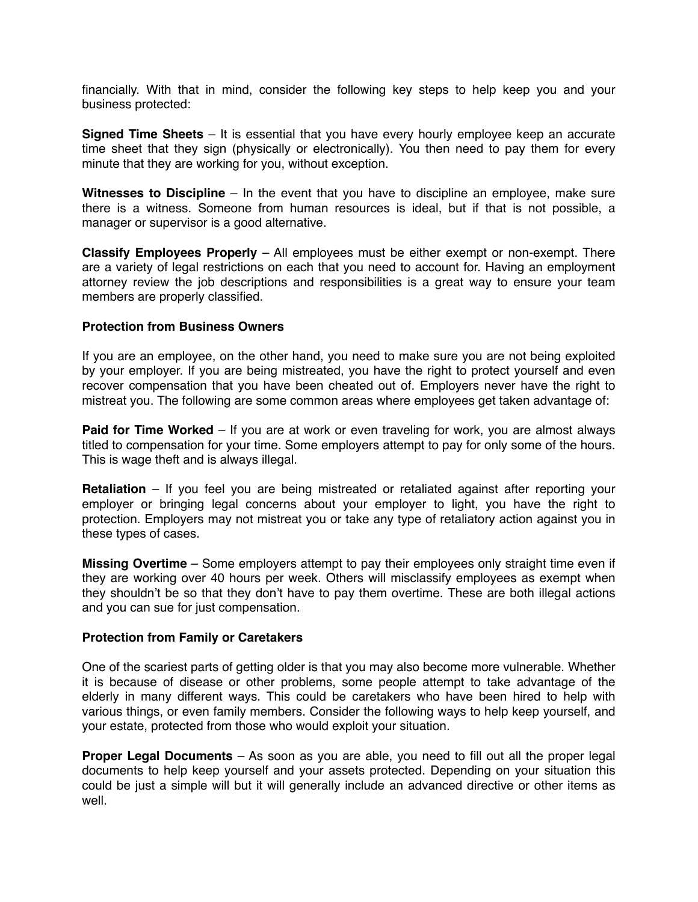financially. With that in mind, consider the following key steps to help keep you and your business protected:

**Signed Time Sheets** – It is essential that you have every hourly employee keep an accurate time sheet that they sign (physically or electronically). You then need to pay them for every minute that they are working for you, without exception.

**Witnesses to Discipline** – In the event that you have to discipline an employee, make sure there is a witness. Someone from human resources is ideal, but if that is not possible, a manager or supervisor is a good alternative.

**Classify Employees Properly** – All employees must be either exempt or non-exempt. There are a variety of legal restrictions on each that you need to account for. Having an employment attorney review the job descriptions and responsibilities is a great way to ensure your team members are properly classified.

**Protection from Business Owners**

If you are an employee, on the other hand, you need to make sure you are not being exploited by your employer. If you are being mistreated, you have the right to protect yourself and even recover compensation that you have been cheated out of. Employers never have the right to mistreat you. The following are some common areas where employees get taken advantage of:

**Paid for Time Worked** – If you are at work or even traveling for work, you are almost always titled to compensation for your time. Some employers attempt to pay for only some of the hours. This is wage theft and is always illegal.

**Retaliation** – If you feel you are being mistreated or retaliated against after reporting your employer or bringing legal concerns about your employer to light, you have the right to protection. Employers may not mistreat you or take any type of retaliatory action against you in these types of cases.

**Missing Overtime** – Some employers attempt to pay their employees only straight time even if they are working over 40 hours per week. Others will misclassify employees as exempt when they shouldn't be so that they don't have to pay them overtime. These are both illegal actions and you can sue for just compensation.

**Protection from Family or Caretakers**

One of the scariest parts of getting older is that you may also become more vulnerable. Whether it is because of disease or other problems, some people attempt to take advantage of the elderly in many different ways. This could be caretakers who have been hired to help with various things, or even family members. Consider the following ways to help keep yourself, and your estate, protected from those who would exploit your situation.

**Proper Legal Documents** – As soon as you are able, you need to fill out all the proper legal documents to help keep yourself and your assets protected. Depending on your situation this could be just a simple will but it will generally include an advanced directive or other items as well.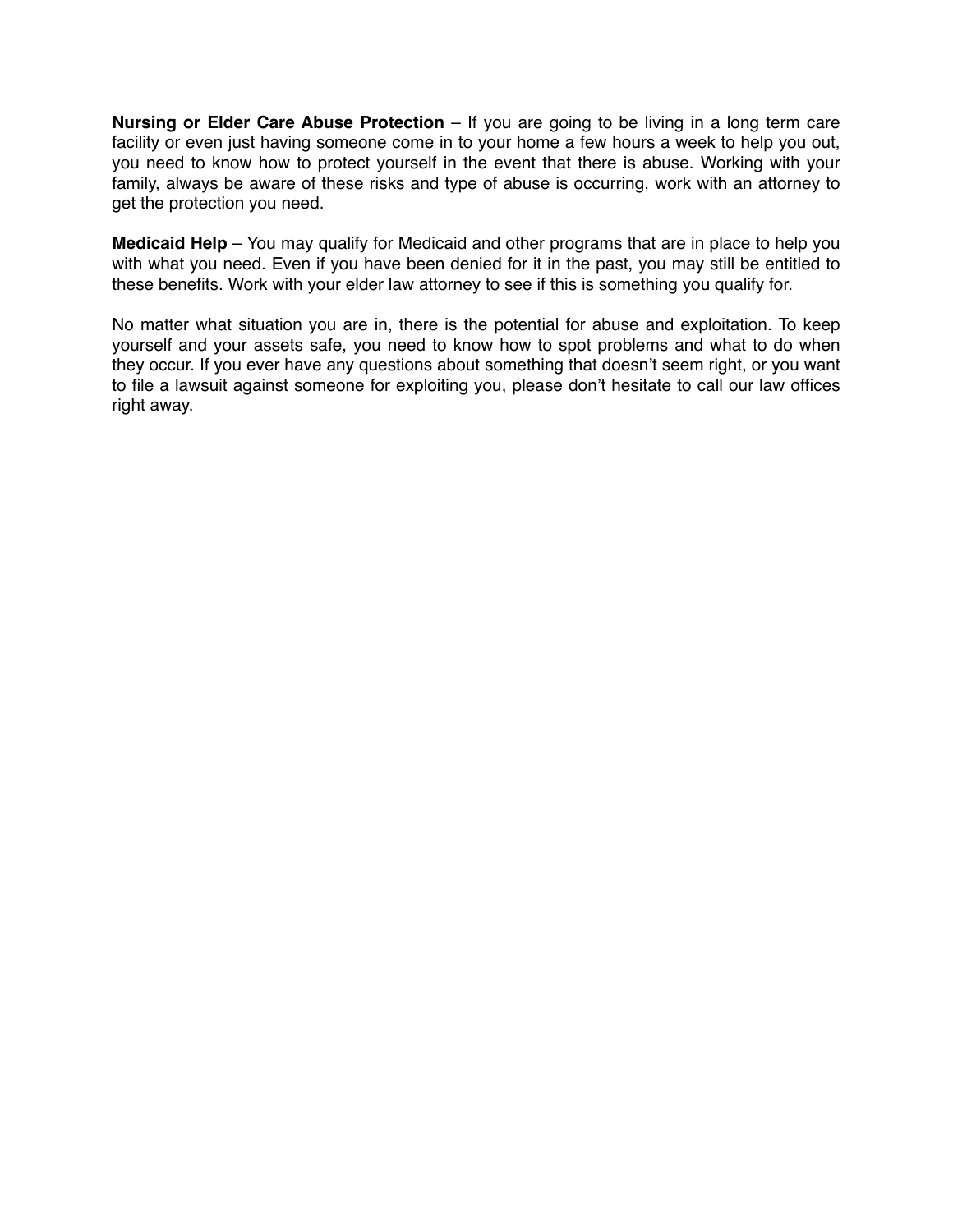**Nursing or Elder Care Abuse Protection** – If you are going to be living in a long term care facility or even just having someone come in to your home a few hours a week to help you out, you need to know how to protect yourself in the event that there is abuse. Working with your family, always be aware of these risks and type of abuse is occurring, work with an attorney to get the protection you need.

**Medicaid Help** – You may qualify for Medicaid and other programs that are in place to help you with what you need. Even if you have been denied for it in the past, you may still be entitled to these benefits. Work with your elder law attorney to see if this is something you qualify for.

No matter what situation you are in, there is the potential for abuse and exploitation. To keep yourself and your assets safe, you need to know how to spot problems and what to do when they occur. If you ever have any questions about something that doesn't seem right, or you want to file a lawsuit against someone for exploiting you, please don't hesitate to call our law offices right away.